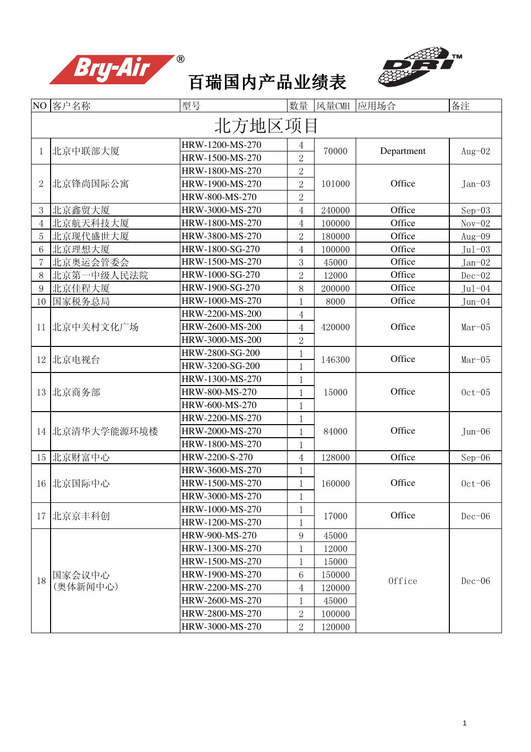# 百瑞国内产品业绩表

| NO | 客户名称 | 型号 | 数量 | 风量CMH | 应用场合 | 备注 |
|---|---|---|---|---|---|---|
| 北方地区项目 | | | | | | |
| 1 | 北京中联部大厦 | HRW-1200-MS-270 | 4 | 70000 | Department | Aug-02 |
| | | HRW-1500-MS-270 | 2 | | | |
| 2 | 北京锋尚国际公寓 | HRW-1800-MS-270 | 2 | 101000 | Office | Jan-03 |
| | | HRW-1900-MS-270 | 2 | | | |
| | | HRW-800-MS-270 | 2 | | | |
| 3 | 北京鑫贸大厦 | HRW-3000-MS-270 | 4 | 240000 | Office | Sep-03 |
| 4 | 北京航天科技大厦 | HRW-1800-MS-270 | 4 | 100000 | Office | Nov-02 |
| 5 | 北京现代盛世大厦 | HRW-3800-MS-270 | 2 | 180000 | Office | Aug-09 |
| 6 | 北京理想大厦 | HRW-1800-SG-270 | 4 | 100000 | Office | Jul-03 |
| 7 | 北京奥运会管委会 | HRW-1500-MS-270 | 3 | 45000 | Office | Jan-02 |
| 8 | 北京第一中级人民法院 | HRW-1000-SG-270 | 2 | 12000 | Office | Dec-02 |
| 9 | 北京佳程大厦 | HRW-1900-SG-270 | 8 | 200000 | Office | Jul-04 |
| 10 | 国家税务总局 | HRW-1000-MS-270 | 1 | 8000 | Office | Jun-04 |
| 11 | 北京中关村文化广场 | HRW-2200-MS-200 | 4 | 420000 | Office | Mar-05 |
| | | HRW-2600-MS-200 | 4 | | | |
| | | HRW-3000-MS-200 | 2 | | | |
| 12 | 北京电视台 | HRW-2800-SG-200 | 1 | 146300 | Office | Mar-05 |
| | | HRW-3200-SG-200 | 1 | | | |
| 13 | 北京商务部 | HRW-1300-MS-270 | 1 | 15000 | Office | Oct-05 |
| | | HRW-800-MS-270 | 1 | | | |
| | | HRW-600-MS-270 | 1 | | | |
| 14 | 北京清华大学能源环境楼 | HRW-2200-MS-270 | 1 | 84000 | Office | Jun-06 |
| | | HRW-2000-MS-270 | 1 | | | |
| | | HRW-1800-MS-270 | 1 | | | |
| 15 | 北京财富中心 | HRW-2200-S-270 | 4 | 128000 | Office | Sep-06 |
| 16 | 北京国际中心 | HRW-3600-MS-270 | 1 | 160000 | Office | Oct-06 |
| | | HRW-1500-MS-270 | 1 | | | |
| | | HRW-3000-MS-270 | 1 | | | |
| 17 | 北京京丰科创 | HRW-1000-MS-270 | 1 | 17000 | Office | Dec-06 |
| | | HRW-1200-MS-270 | 1 | | | |
| 18 | 国家会议中心（奥体新闻中心） | HRW-900-MS-270 | 9 | 45000 | Office | Dec-06 |
| | | HRW-1300-MS-270 | 1 | 12000 | | |
| | | HRW-1500-MS-270 | 1 | 15000 | | |
| | | HRW-1900-MS-270 | 6 | 150000 | | |
| | | HRW-2200-MS-270 | 4 | 120000 | | |
| | | HRW-2600-MS-270 | 1 | 45000 | | |
| | | HRW-2800-MS-270 | 2 | 100000 | | |
| | | HRW-3000-MS-270 | 2 | 120000 | | |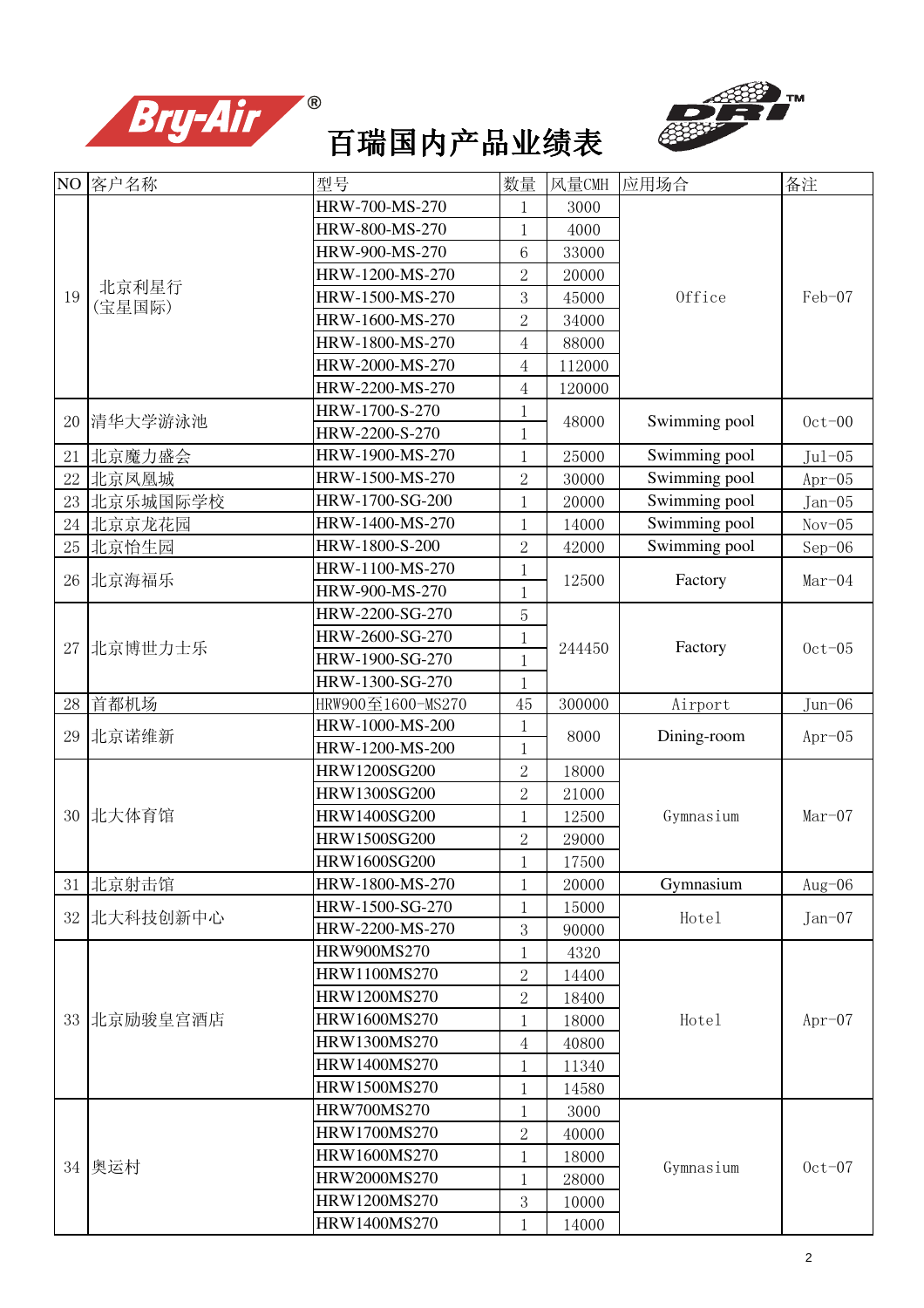# 百瑞国内产品业绩表

| NO | 客户名称 | 型号 | 数量 | 风量CMH | 应用场合 | 备注 |
|---|---|---|---|---|---|---|
| 19 | 北京利星行(宝星国际) | HRW-700-MS-270 | 1 | 3000 | Office | Feb-07 |
| | | HRW-800-MS-270 | 1 | 4000 | | |
| | | HRW-900-MS-270 | 6 | 33000 | | |
| | | HRW-1200-MS-270 | 2 | 20000 | | |
| | | HRW-1500-MS-270 | 3 | 45000 | | |
| | | HRW-1600-MS-270 | 2 | 34000 | | |
| | | HRW-1800-MS-270 | 4 | 88000 | | |
| | | HRW-2000-MS-270 | 4 | 112000 | | |
| | | HRW-2200-MS-270 | 4 | 120000 | | |
| 20 | 清华大学游泳池 | HRW-1700-S-270 | 1 | 48000 | Swimming pool | Oct-00 |
| | | HRW-2200-S-270 | 1 | | | |
| 21 | 北京魔力盛会 | HRW-1900-MS-270 | 1 | 25000 | Swimming pool | Jul-05 |
| 22 | 北京凤凰城 | HRW-1500-MS-270 | 2 | 30000 | Swimming pool | Apr-05 |
| 23 | 北京乐城国际学校 | HRW-1700-SG-200 | 1 | 20000 | Swimming pool | Jan-05 |
| 24 | 北京京龙花园 | HRW-1400-MS-270 | 1 | 14000 | Swimming pool | Nov-05 |
| 25 | 北京怡生园 | HRW-1800-S-200 | 2 | 42000 | Swimming pool | Sep-06 |
| 26 | 北京海福乐 | HRW-1100-MS-270 | 1 | 12500 | Factory | Mar-04 |
| | | HRW-900-MS-270 | 1 | | | |
| 27 | 北京博世力士乐 | HRW-2200-SG-270 | 5 | 244450 | Factory | Oct-05 |
| | | HRW-2600-SG-270 | 1 | | | |
| | | HRW-1900-SG-270 | 1 | | | |
| | | HRW-1300-SG-270 | 1 | | | |
| 28 | 首都机场 | HRW900至1600-MS270 | 45 | 300000 | Airport | Jun-06 |
| 29 | 北京诺维新 | HRW-1000-MS-200 | 1 | 8000 | Dining-room | Apr-05 |
| | | HRW-1200-MS-200 | 1 | | | |
| 30 | 北大体育馆 | HRW1200SG200 | 2 | 18000 | Gymnasium | Mar-07 |
| | | HRW1300SG200 | 2 | 21000 | | |
| | | HRW1400SG200 | 1 | 12500 | | |
| | | HRW1500SG200 | 2 | 29000 | | |
| | | HRW1600SG200 | 1 | 17500 | | |
| 31 | 北京射击馆 | HRW-1800-MS-270 | 1 | 20000 | Gymnasium | Aug-06 |
| 32 | 北大科技创新中心 | HRW-1500-SG-270 | 1 | 15000 | Hotel | Jan-07 |
| | | HRW-2200-MS-270 | 3 | 90000 | | |
| 33 | 北京励骏皇宫酒店 | HRW900MS270 | 1 | 4320 | Hotel | Apr-07 |
| | | HRW1100MS270 | 2 | 14400 | | |
| | | HRW1200MS270 | 2 | 18400 | | |
| | | HRW1600MS270 | 1 | 18000 | | |
| | | HRW1300MS270 | 4 | 40800 | | |
| | | HRW1400MS270 | 1 | 11340 | | |
| | | HRW1500MS270 | 1 | 14580 | | |
| 34 | 奥运村 | HRW700MS270 | 1 | 3000 | Gymnasium | Oct-07 |
| | | HRW1700MS270 | 2 | 40000 | | |
| | | HRW1600MS270 | 1 | 18000 | | |
| | | HRW2000MS270 | 1 | 28000 | | |
| | | HRW1200MS270 | 3 | 10000 | | |
| | | HRW1400MS270 | 1 | 14000 | | |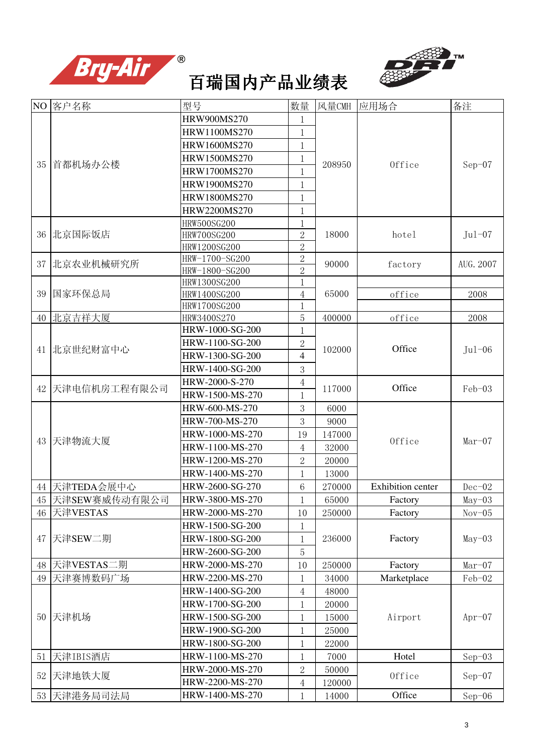# 百瑞国内产品业绩表

| NO | 客户名称 | 型号 | 数量 | 风量CMH | 应用场合 | 备注 |
|---|---|---|---|---|---|---|
| 35 | 首都机场办公楼 | HRW900MS270 | 1 | 208950 | Office | Sep-07 |
| | | HRW1100MS270 | 1 | | | |
| | | HRW1600MS270 | 1 | | | |
| | | HRW1500MS270 | 1 | | | |
| | | HRW1700MS270 | 1 | | | |
| | | HRW1900MS270 | 1 | | | |
| | | HRW1800MS270 | 1 | | | |
| | | HRW2200MS270 | 1 | | | |
| 36 | 北京国际饭店 | HRW500SG200 | 1 | 18000 | hotel | Jul-07 |
| | | HRW700SG200 | 2 | | | |
| | | HRW1200SG200 | 2 | | | |
| 37 | 北京农业机械研究所 | HRW-1700-SG200 | 2 | 90000 | factory | AUG. 2007 |
| | | HRW-1800-SG200 | 2 | | | |
| 39 | 国家环保总局 | HRW1300SG200 | 1 | 65000 | | |
| | | HRW1400SG200 | 4 | | office | 2008 |
| | | HRW1700SG200 | 1 | | | |
| 40 | 北京吉祥大厦 | HRW3400S270 | 5 | 400000 | office | 2008 |
| 41 | 北京世纪财富中心 | HRW-1000-SG-200 | 1 | 102000 | Office | Jul-06 |
| | | HRW-1100-SG-200 | 2 | | | |
| | | HRW-1300-SG-200 | 4 | | | |
| | | HRW-1400-SG-200 | 3 | | | |
| 42 | 天津电信机房工程有限公司 | HRW-2000-S-270 | 4 | 117000 | Office | Feb-03 |
| | | HRW-1500-MS-270 | 1 | | | |
| 43 | 天津物流大厦 | HRW-600-MS-270 | 3 | 6000 | Office | Mar-07 |
| | | HRW-700-MS-270 | 3 | 9000 | | |
| | | HRW-1000-MS-270 | 19 | 147000 | | |
| | | HRW-1100-MS-270 | 4 | 32000 | | |
| | | HRW-1200-MS-270 | 2 | 20000 | | |
| | | HRW-1400-MS-270 | 1 | 13000 | | |
| 44 | 天津TEDA会展中心 | HRW-2600-SG-270 | 6 | 270000 | Exhibition center | Dec-02 |
| 45 | 天津SEW赛威传动有限公司 | HRW-3800-MS-270 | 1 | 65000 | Factory | May-03 |
| 46 | 天津VESTAS | HRW-2000-MS-270 | 10 | 250000 | Factory | Nov-05 |
| 47 | 天津SEW二期 | HRW-1500-SG-200 | 1 | 236000 | Factory | May-03 |
| | | HRW-1800-SG-200 | 1 | | | |
| | | HRW-2600-SG-200 | 5 | | | |
| 48 | 天津VESTAS二期 | HRW-2000-MS-270 | 10 | 250000 | Factory | Mar-07 |
| 49 | 天津赛博数码广场 | HRW-2200-MS-270 | 1 | 34000 | Marketplace | Feb-02 |
| 50 | 天津机场 | HRW-1400-SG-200 | 4 | 48000 | Airport | Apr-07 |
| | | HRW-1700-SG-200 | 1 | 20000 | | |
| | | HRW-1500-SG-200 | 1 | 15000 | | |
| | | HRW-1900-SG-200 | 1 | 25000 | | |
| | | HRW-1800-SG-200 | 1 | 22000 | | |
| 51 | 天津IBIS酒店 | HRW-1100-MS-270 | 1 | 7000 | Hotel | Sep-03 |
| 52 | 天津地铁大厦 | HRW-2000-MS-270 | 2 | 50000 | Office | Sep-07 |
| | | HRW-2200-MS-270 | 4 | 120000 | | |
| 53 | 天津港务局司法局 | HRW-1400-MS-270 | 1 | 14000 | Office | Sep-06 |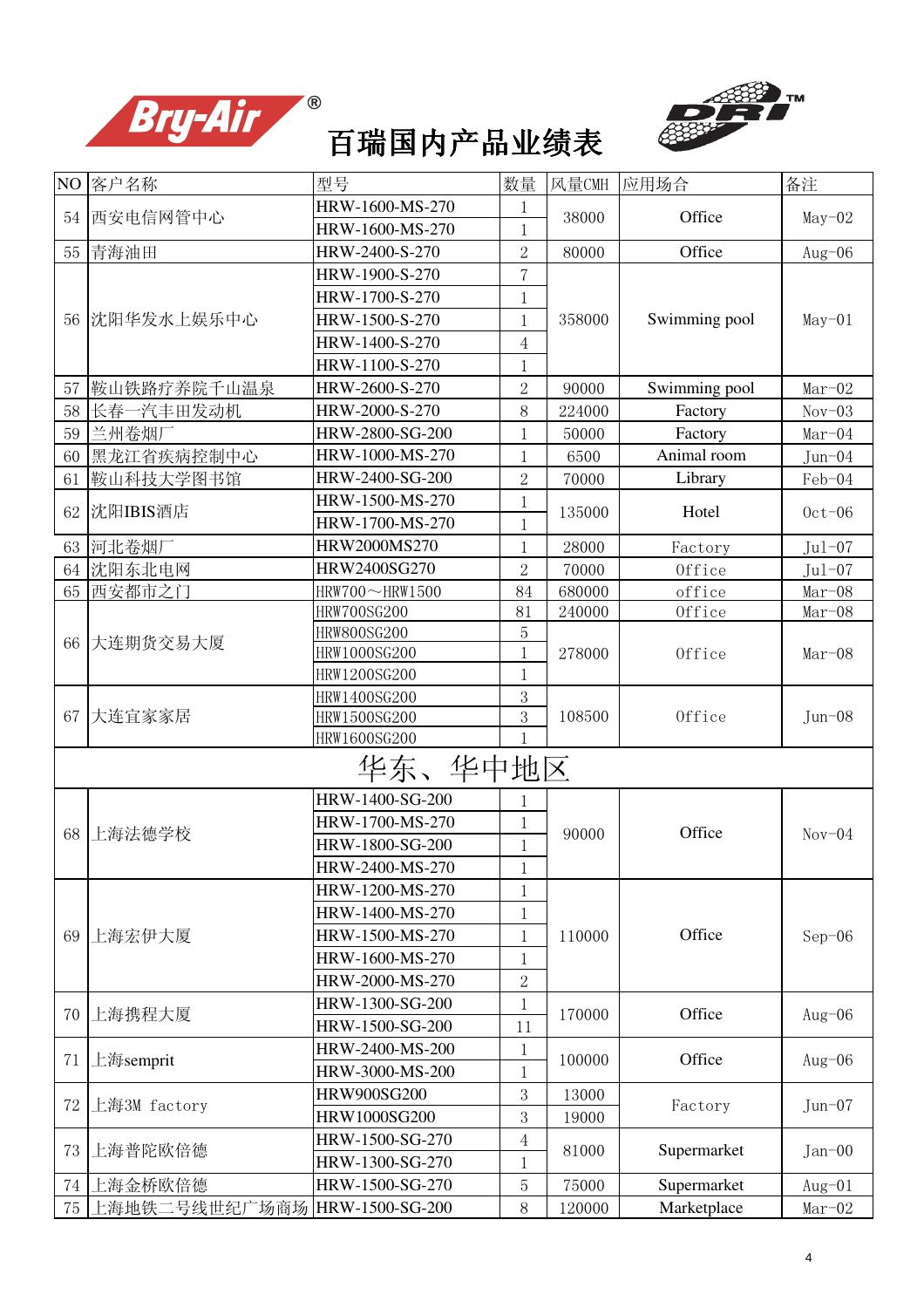# 百瑞国内产品业绩表

| NO | 客户名称 | 型号 | 数量 | 风量CMH | 应用场合 | 备注 |
|---|---|---|---|---|---|---|
| 54 | 西安电信网管中心 | HRW-1600-MS-270 | 1 | 38000 | Office | May-02 |
| | | HRW-1600-MS-270 | 1 | | | |
| 55 | 青海油田 | HRW-2400-S-270 | 2 | 80000 | Office | Aug-06 |
| 56 | 沈阳华发水上娱乐中心 | HRW-1900-S-270 | 7 | 358000 | Swimming pool | May-01 |
| | | HRW-1700-S-270 | 1 | | | |
| | | HRW-1500-S-270 | 1 | | | |
| | | HRW-1400-S-270 | 4 | | | |
| | | HRW-1100-S-270 | 1 | | | |
| 57 | 鞍山铁路疗养院千山温泉 | HRW-2600-S-270 | 2 | 90000 | Swimming pool | Mar-02 |
| 58 | 长春一汽丰田发动机 | HRW-2000-S-270 | 8 | 224000 | Factory | Nov-03 |
| 59 | 兰州卷烟厂 | HRW-2800-SG-200 | 1 | 50000 | Factory | Mar-04 |
| 60 | 黑龙江省疾病控制中心 | HRW-1000-MS-270 | 1 | 6500 | Animal room | Jun-04 |
| 61 | 鞍山科技大学图书馆 | HRW-2400-SG-200 | 2 | 70000 | Library | Feb-04 |
| 62 | 沈阳IBIS酒店 | HRW-1500-MS-270 | 1 | 135000 | Hotel | Oct-06 |
| | | HRW-1700-MS-270 | 1 | | | |
| 63 | 河北卷烟厂 | HRW2000MS270 | 1 | 28000 | Factory | Jul-07 |
| 64 | 沈阳东北电网 | HRW2400SG270 | 2 | 70000 | Office | Jul-07 |
| 65 | 西安都市之门 | HRW700～HRW1500 | 84 | 680000 | office | Mar-08 |
| 66 | 大连期货交易大厦 | HRW700SG200 | 81 | 240000 | Office | Mar-08 |
| | | HRW800SG200 | 5 | 278000 | Office | Mar-08 |
| | | HRW1000SG200 | 1 | | | |
| | | HRW1200SG200 | 1 | | | |
| 67 | 大连宜家家居 | HRW1400SG200 | 3 | 108500 | Office | Jun-08 |
| | | HRW1500SG200 | 3 | | | |
| | | HRW1600SG200 | 1 | | | |
| | | **华东、华中地区** | | | | |
| 68 | 上海法德学校 | HRW-1400-SG-200 | 1 | 90000 | Office | Nov-04 |
| | | HRW-1700-MS-270 | 1 | | | |
| | | HRW-1800-SG-200 | 1 | | | |
| | | HRW-2400-MS-270 | 1 | | | |
| 69 | 上海宏伊大厦 | HRW-1200-MS-270 | 1 | 110000 | Office | Sep-06 |
| | | HRW-1400-MS-270 | 1 | | | |
| | | HRW-1500-MS-270 | 1 | | | |
| | | HRW-1600-MS-270 | 1 | | | |
| | | HRW-2000-MS-270 | 2 | | | |
| 70 | 上海携程大厦 | HRW-1300-SG-200 | 1 | 170000 | Office | Aug-06 |
| | | HRW-1500-SG-200 | 11 | | | |
| 71 | 上海semprit | HRW-2400-MS-200 | 1 | 100000 | Office | Aug-06 |
| | | HRW-3000-MS-200 | 1 | | | |
| 72 | 上海3M factory | HRW900SG200 | 3 | 13000 | Factory | Jun-07 |
| | | HRW1000SG200 | 3 | 19000 | | |
| 73 | 上海普陀欧倍德 | HRW-1500-SG-270 | 4 | 81000 | Supermarket | Jan-00 |
| | | HRW-1300-SG-270 | 1 | | | |
| 74 | 上海金桥欧倍德 | HRW-1500-SG-270 | 5 | 75000 | Supermarket | Aug-01 |
| 75 | 上海地铁二号线世纪广场商场 | HRW-1500-SG-200 | 8 | 120000 | Marketplace | Mar-02 |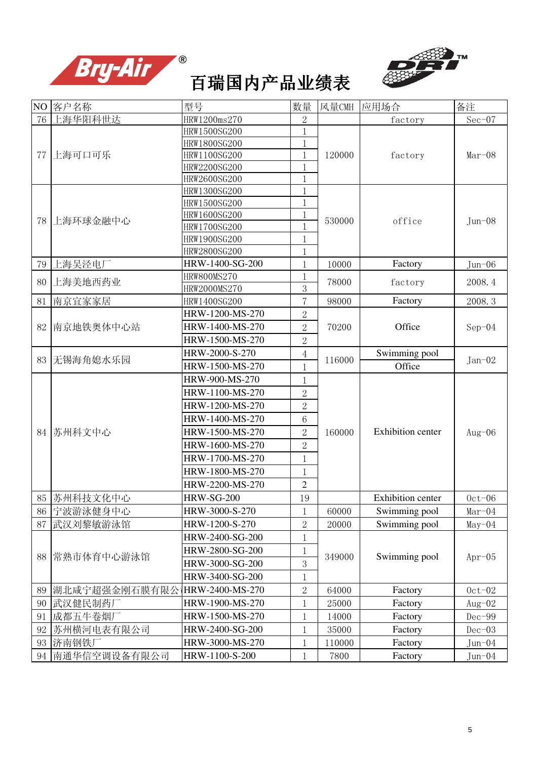# 百瑞国内产品业绩表

| NO | 客户名称 | 型号 | 数量 | 风量CMH | 应用场合 | 备注 |
|---|---|---|---|---|---|---|
| 76 | 上海华阳科世达 | HRW1200ms270 | 2 | | factory | Sec-07 |
| 77 | 上海可口可乐 | HRW1500SG200 | 1 | 120000 | factory | Mar-08 |
| | | HRW1800SG200 | 1 | | | |
| | | HRW1100SG200 | 1 | | | |
| | | HRW2200SG200 | 1 | | | |
| | | HRW2600SG200 | 1 | | | |
| 78 | 上海环球金融中心 | HRW1300SG200 | 1 | 530000 | office | Jun-08 |
| | | HRW1500SG200 | 1 | | | |
| | | HRW1600SG200 | 1 | | | |
| | | HRW1700SG200 | 1 | | | |
| | | HRW1900SG200 | 1 | | | |
| | | HRW2800SG200 | 1 | | | |
| 79 | 上海吴泾电厂 | HRW-1400-SG-200 | 1 | 10000 | Factory | Jun-06 |
| 80 | 上海美地西药业 | HRW800MS270 | 1 | 78000 | factory | 2008.4 |
| | | HRW2000MS270 | 3 | | | |
| 81 | 南京宜家家居 | HRW1400SG200 | 7 | 98000 | Factory | 2008.3 |
| 82 | 南京地铁奥体中心站 | HRW-1200-MS-270 | 2 | 70200 | Office | Sep-04 |
| | | HRW-1400-MS-270 | 2 | | | |
| | | HRW-1500-MS-270 | 2 | | | |
| 83 | 无锡海角媳水乐园 | HRW-2000-S-270 | 4 | 116000 | Swimming pool | Jan-02 |
| | | HRW-1500-MS-270 | 1 | | Office | |
| 84 | 苏州科文中心 | HRW-900-MS-270 | 1 | 160000 | Exhibition center | Aug-06 |
| | | HRW-1100-MS-270 | 2 | | | |
| | | HRW-1200-MS-270 | 2 | | | |
| | | HRW-1400-MS-270 | 6 | | | |
| | | HRW-1500-MS-270 | 2 | | | |
| | | HRW-1600-MS-270 | 2 | | | |
| | | HRW-1700-MS-270 | 1 | | | |
| | | HRW-1800-MS-270 | 1 | | | |
| | | HRW-2200-MS-270 | 2 | | | |
| 85 | 苏州科技文化中心 | HRW-SG-200 | 19 | | Exhibition center | Oct-06 |
| 86 | 宁波游泳健身中心 | HRW-3000-S-270 | 1 | 60000 | Swimming pool | Mar-04 |
| 87 | 武汉刘黎敏游泳馆 | HRW-1200-S-270 | 2 | 20000 | Swimming pool | May-04 |
| 88 | 常熟市体育中心游泳馆 | HRW-2400-SG-200 | 1 | 349000 | Swimming pool | Apr-05 |
| | | HRW-2800-SG-200 | 1 | | | |
| | | HRW-3000-SG-200 | 3 | | | |
| | | HRW-3400-SG-200 | 1 | | | |
| 89 | 湖北咸宁超强金刚石膜有限公 | HRW-2400-MS-270 | 2 | 64000 | Factory | Oct-02 |
| 90 | 武汉健民制药厂 | HRW-1900-MS-270 | 1 | 25000 | Factory | Aug-02 |
| 91 | 成都五牛卷烟厂 | HRW-1500-MS-270 | 1 | 14000 | Factory | Dec-99 |
| 92 | 苏州横河电表有限公司 | HRW-2400-SG-200 | 1 | 35000 | Factory | Dec-03 |
| 93 | 济南钢铁厂 | HRW-3000-MS-270 | 1 | 110000 | Factory | Jun-04 |
| 94 | 南通华信空调设备有限公司 | HRW-1100-S-200 | 1 | 7800 | Factory | Jun-04 |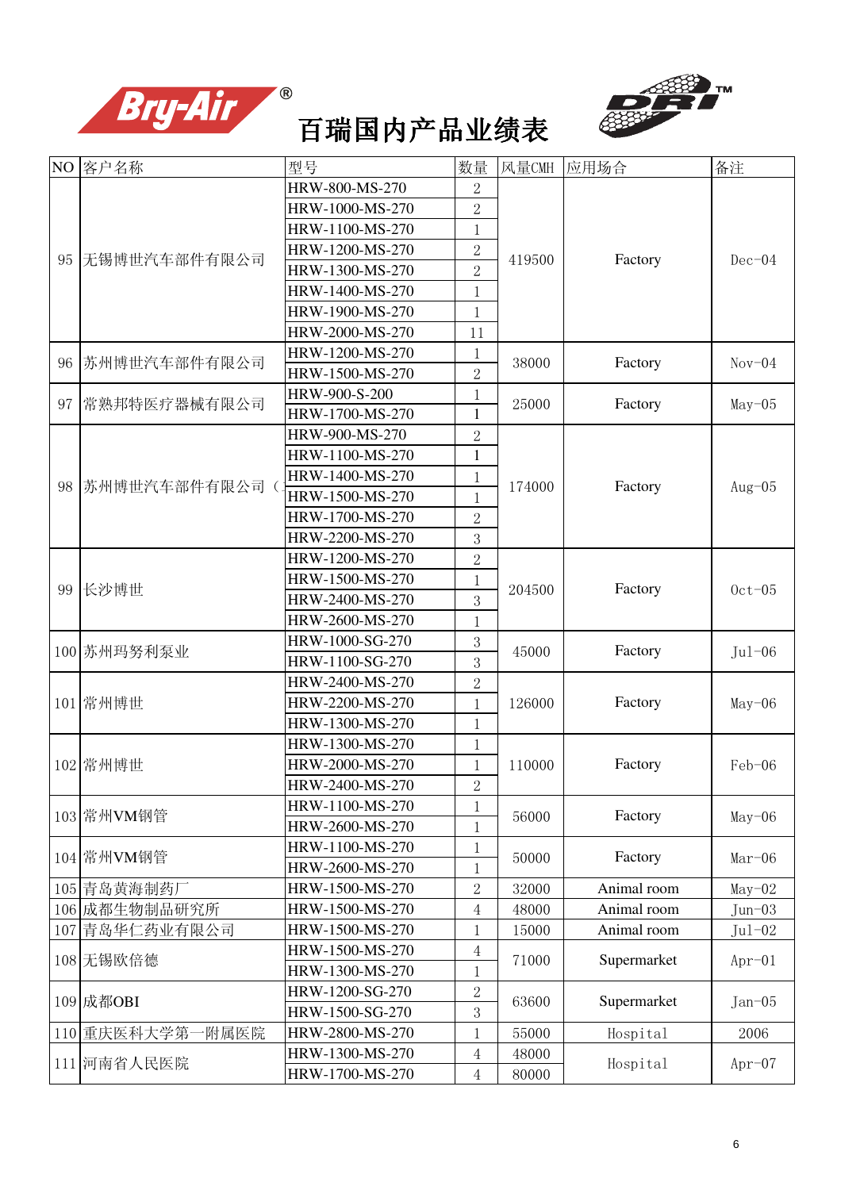# 百瑞国内产品业绩表

| NO | 客户名称 | 型号 | 数量 | 风量CMH | 应用场合 | 备注 |
|---|---|---|---|---|---|---|
| 95 | 无锡博世汽车部件有限公司 | HRW-800-MS-270 | 2 | 419500 | Factory | Dec-04 |
| | | HRW-1000-MS-270 | 2 | | | |
| | | HRW-1100-MS-270 | 1 | | | |
| | | HRW-1200-MS-270 | 2 | | | |
| | | HRW-1300-MS-270 | 2 | | | |
| | | HRW-1400-MS-270 | 1 | | | |
| | | HRW-1900-MS-270 | 1 | | | |
| | | HRW-2000-MS-270 | 11 | | | |
| 96 | 苏州博世汽车部件有限公司 | HRW-1200-MS-270 | 1 | 38000 | Factory | Nov-04 |
| | | HRW-1500-MS-270 | 2 | | | |
| 97 | 常熟邦特医疗器械有限公司 | HRW-900-S-200 | 1 | 25000 | Factory | May-05 |
| | | HRW-1700-MS-270 | 1 | | | |
| 98 | 苏州博世汽车部件有限公司（ | HRW-900-MS-270 | 2 | 174000 | Factory | Aug-05 |
| | | HRW-1100-MS-270 | 1 | | | |
| | | HRW-1400-MS-270 | 1 | | | |
| | | HRW-1500-MS-270 | 1 | | | |
| | | HRW-1700-MS-270 | 2 | | | |
| | | HRW-2200-MS-270 | 3 | | | |
| 99 | 长沙博世 | HRW-1200-MS-270 | 2 | 204500 | Factory | Oct-05 |
| | | HRW-1500-MS-270 | 1 | | | |
| | | HRW-2400-MS-270 | 3 | | | |
| | | HRW-2600-MS-270 | 1 | | | |
| 100 | 苏州玛努利泵业 | HRW-1000-SG-270 | 3 | 45000 | Factory | Jul-06 |
| | | HRW-1100-SG-270 | 3 | | | |
| 101 | 常州博世 | HRW-2400-MS-270 | 2 | 126000 | Factory | May-06 |
| | | HRW-2200-MS-270 | 1 | | | |
| | | HRW-1300-MS-270 | 1 | | | |
| 102 | 常州博世 | HRW-1300-MS-270 | 1 | 110000 | Factory | Feb-06 |
| | | HRW-2000-MS-270 | 1 | | | |
| | | HRW-2400-MS-270 | 2 | | | |
| 103 | 常州VM钢管 | HRW-1100-MS-270 | 1 | 56000 | Factory | May-06 |
| | | HRW-2600-MS-270 | 1 | | | |
| 104 | 常州VM钢管 | HRW-1100-MS-270 | 1 | 50000 | Factory | Mar-06 |
| | | HRW-2600-MS-270 | 1 | | | |
| 105 | 青岛黄海制药厂 | HRW-1500-MS-270 | 2 | 32000 | Animal room | May-02 |
| 106 | 成都生物制品研究所 | HRW-1500-MS-270 | 4 | 48000 | Animal room | Jun-03 |
| 107 | 青岛华仁药业有限公司 | HRW-1500-MS-270 | 1 | 15000 | Animal room | Jul-02 |
| 108 | 无锡欧倍德 | HRW-1500-MS-270 | 4 | 71000 | Supermarket | Apr-01 |
| | | HRW-1300-MS-270 | 1 | | | |
| 109 | 成都OBI | HRW-1200-SG-270 | 2 | 63600 | Supermarket | Jan-05 |
| | | HRW-1500-SG-270 | 3 | | | |
| 110 | 重庆医科大学第一附属医院 | HRW-2800-MS-270 | 1 | 55000 | Hospital | 2006 |
| 111 | 河南省人民医院 | HRW-1300-MS-270 | 4 | 48000 | Hospital | Apr-07 |
| | | HRW-1700-MS-270 | 4 | 80000 | | |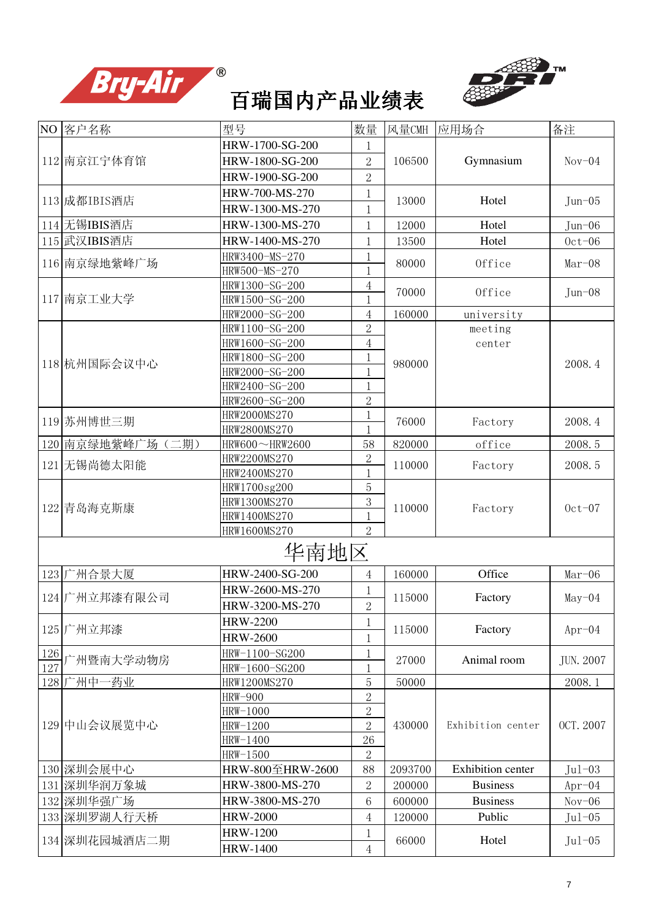# 百瑞国内产品业绩表

| NO | 客户名称 | 型号 | 数量 | 风量CMH | 应用场合 | 备注 |
|---|---|---|---|---|---|---|
| 112 | 南京江宁体育馆 | HRW-1700-SG-200 | 1 | 106500 | Gymnasium | Nov-04 |
| | | HRW-1800-SG-200 | 2 | | | |
| | | HRW-1900-SG-200 | 2 | | | |
| 113 | 成都IBIS酒店 | HRW-700-MS-270 | 1 | 13000 | Hotel | Jun-05 |
| | | HRW-1300-MS-270 | 1 | | | |
| 114 | 无锡IBIS酒店 | HRW-1300-MS-270 | 1 | 12000 | Hotel | Jun-06 |
| 115 | 武汉IBIS酒店 | HRW-1400-MS-270 | 1 | 13500 | Hotel | Oct-06 |
| 116 | 南京绿地紫峰广场 | HRW3400-MS-270 | 1 | 80000 | Office | Mar-08 |
| | | HRW500-MS-270 | 1 | | | |
| 117 | 南京工业大学 | HRW1300-SG-200 | 4 | 70000 | Office | Jun-08 |
| | | HRW1500-SG-200 | 1 | | | |
| | | HRW2000-SG-200 | 4 | 160000 | university | |
| 118 | 杭州国际会议中心 | HRW1100-SG-200 | 2 | 980000 | meeting center | 2008.4 |
| | | HRW1600-SG-200 | 4 | | | |
| | | HRW1800-SG-200 | 1 | | | |
| | | HRW2000-SG-200 | 1 | | | |
| | | HRW2400-SG-200 | 1 | | | |
| | | HRW2600-SG-200 | 2 | | | |
| 119 | 苏州博世三期 | HRW2000MS270 | 1 | 76000 | Factory | 2008.4 |
| | | HRW2800MS270 | 1 | | | |
| 120 | 南京绿地紫峰广场（二期） | HRW600～HRW2600 | 58 | 820000 | office | 2008.5 |
| 121 | 无锡尚德太阳能 | HRW2200MS270 | 2 | 110000 | Factory | 2008.5 |
| | | HRW2400MS270 | 1 | | | |
| 122 | 青岛海克斯康 | HRW1700sg200 | 5 | 110000 | Factory | Oct-07 |
| | | HRW1300MS270 | 3 | | | |
| | | HRW1400MS270 | 1 | | | |
| | | HRW1600MS270 | 2 | | | |
| | | **华南地区** | | | | |
| 123 | 广州合景大厦 | HRW-2400-SG-200 | 4 | 160000 | Office | Mar-06 |
| 124 | 广州立邦漆有限公司 | HRW-2600-MS-270 | 1 | 115000 | Factory | May-04 |
| | | HRW-3200-MS-270 | 2 | | | |
| 125 | 广州立邦漆 | HRW-2200 | 1 | 115000 | Factory | Apr-04 |
| | | HRW-2600 | 1 | | | |
| 126 | 广州暨南大学动物房 | HRW-1100-SG200 | 1 | 27000 | Animal room | JUN.2007 |
| 127 | | HRW-1600-SG200 | 1 | | | |
| 128 | 广州中一药业 | HRW1200MS270 | 5 | 50000 | | 2008.1 |
| 129 | 中山会议展览中心 | HRW-900 | 2 | 430000 | Exhibition center | OCT.2007 |
| | | HRW-1000 | 2 | | | |
| | | HRW-1200 | 2 | | | |
| | | HRW-1400 | 26 | | | |
| | | HRW-1500 | 2 | | | |
| 130 | 深圳会展中心 | HRW-800至HRW-2600 | 88 | 2093700 | Exhibition center | Jul-03 |
| 131 | 深圳华润万象城 | HRW-3800-MS-270 | 2 | 200000 | Business | Apr-04 |
| 132 | 深圳华强广场 | HRW-3800-MS-270 | 6 | 600000 | Business | Nov-06 |
| 133 | 深圳罗湖人行天桥 | HRW-2000 | 4 | 120000 | Public | Jul-05 |
| 134 | 深圳花园城酒店二期 | HRW-1200 | 1 | 66000 | Hotel | Jul-05 |
| | | HRW-1400 | 4 | | | |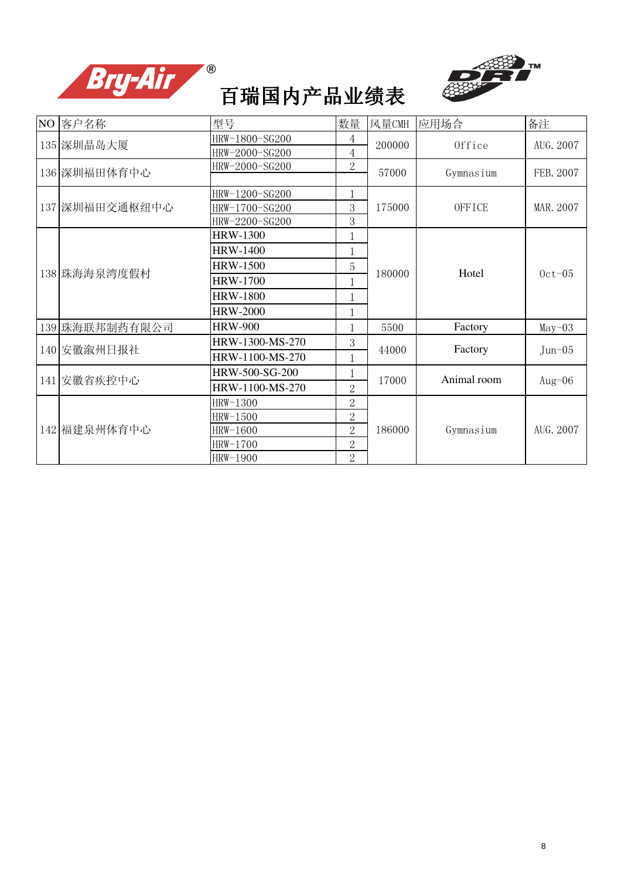# 百瑞国内产品业绩表

| NO | 客户名称 | 型号 | 数量 | 风量CMH | 应用场合 | 备注 |
|---|---|---|---|---|---|---|
| 135 | 深圳晶岛大厦 | HRW-1800-SG200 | 4 | 200000 | Office | AUG. 2007 |
| | | HRW-2000-SG200 | 4 | | | |
| 136 | 深圳福田体育中心 | HRW-2000-SG200 | 2 | 57000 | Gymnasium | FEB. 2007 |
| 137 | 深圳福田交通枢纽中心 | HRW-1200-SG200 | 1 | 175000 | OFFICE | MAR. 2007 |
| | | HRW-1700-SG200 | 3 | | | |
| | | HRW-2200-SG200 | 3 | | | |
| 138 | 珠海海泉湾度假村 | HRW-1300 | 1 | 180000 | Hotel | Oct-05 |
| | | HRW-1400 | 1 | | | |
| | | HRW-1500 | 5 | | | |
| | | HRW-1700 | 1 | | | |
| | | HRW-1800 | 1 | | | |
| | | HRW-2000 | 1 | | | |
| 139 | 珠海联邦制药有限公司 | HRW-900 | 1 | 5500 | Factory | May-03 |
| 140 | 安徽溆州日报社 | HRW-1300-MS-270 | 3 | 44000 | Factory | Jun-05 |
| | | HRW-1100-MS-270 | 1 | | | |
| 141 | 安徽省疾控中心 | HRW-500-SG-200 | 1 | 17000 | Animal room | Aug-06 |
| | | HRW-1100-MS-270 | 2 | | | |
| 142 | 福建泉州体育中心 | HRW-1300 | 2 | 186000 | Gymnasium | AUG. 2007 |
| | | HRW-1500 | 2 | | | |
| | | HRW-1600 | 2 | | | |
| | | HRW-1700 | 2 | | | |
| | | HRW-1900 | 2 | | | |